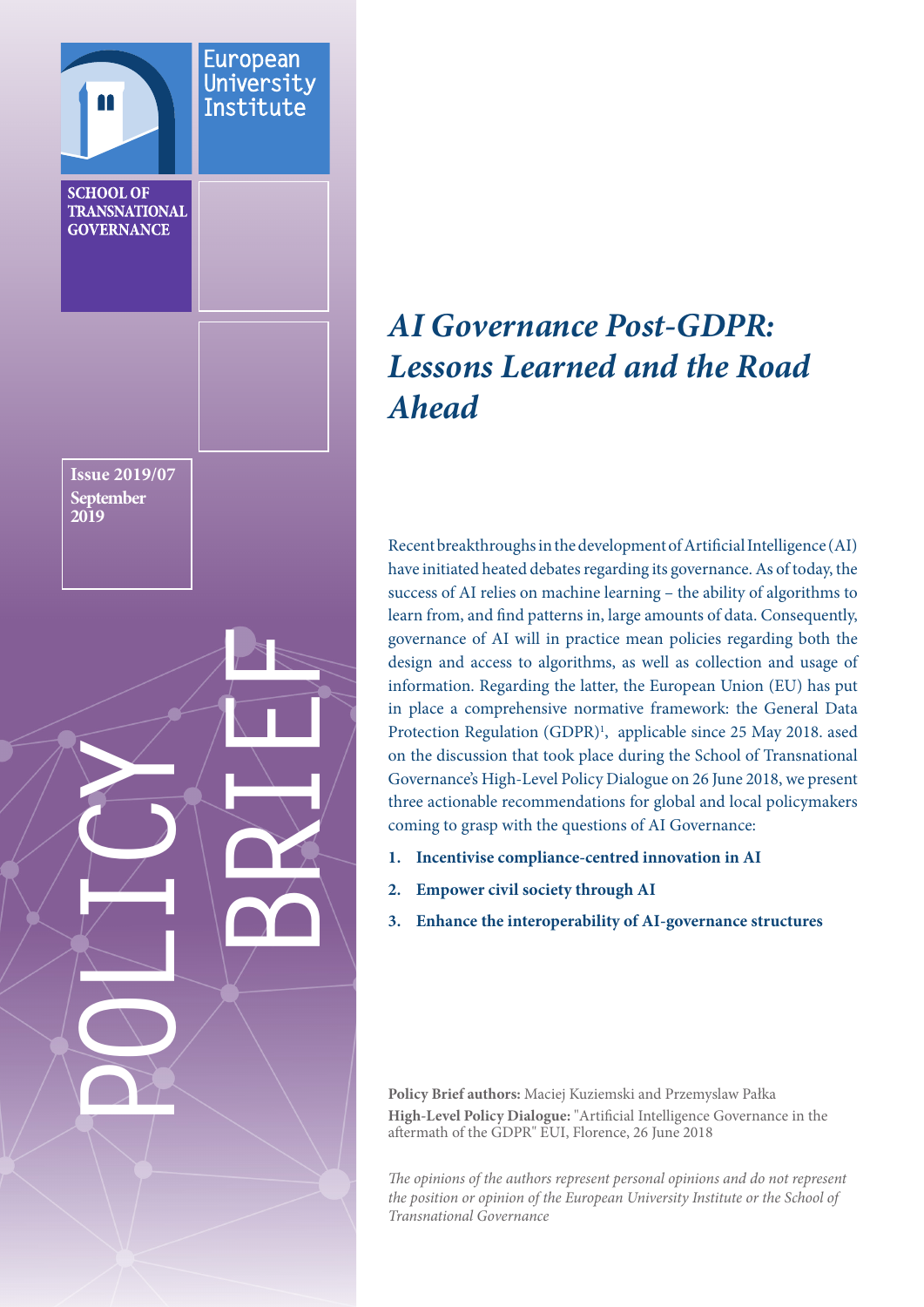European University Institute

SCHOOL OF TRANSNATIONAL GOVERNANCE

Issue 2019/07
September 2019

POLICY BRIEF

# *AI Governance Post-GDPR: Lessons Learned and the Road Ahead*

Recent breakthroughs in the development of Artificial Intelligence (AI) have initiated heated debates regarding its governance. As of today, the success of AI relies on machine learning – the ability of algorithms to learn from, and find patterns in, large amounts of data. Consequently, governance of AI will in practice mean policies regarding both the design and access to algorithms, as well as collection and usage of information. Regarding the latter, the European Union (EU) has put in place a comprehensive normative framework: the General Data Protection Regulation (GDPR)[1], applicable since 25 May 2018. ased on the discussion that took place during the School of Transnational Governance's High-Level Policy Dialogue on 26 June 2018, we present three actionable recommendations for global and local policymakers coming to grasp with the questions of AI Governance:

1. **Incentivise compliance-centred innovation in AI**
2. **Empower civil society through AI**
3. **Enhance the interoperability of AI-governance structures**

**Policy Brief authors:** Maciej Kuziemski and Przemyslaw Pałka
**High-Level Policy Dialogue:** "Artificial Intelligence Governance in the aftermath of the GDPR" EUI, Florence, 26 June 2018

*The opinions of the authors represent personal opinions and do not represent the position or opinion of the European University Institute or the School of Transnational Governance*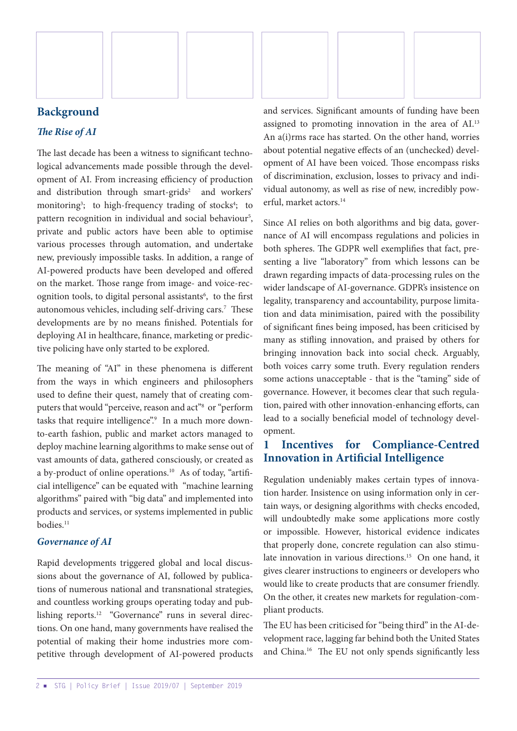## Background

### *The Rise of AI*

The last decade has been a witness to significant technological advancements made possible through the development of AI. From increasing efficiency of production and distribution through smart-grids[2] and workers' monitoring[3]; to high-frequency trading of stocks[4]; to pattern recognition in individual and social behaviour[5], private and public actors have been able to optimise various processes through automation, and undertake new, previously impossible tasks. In addition, a range of AI-powered products have been developed and offered on the market. Those range from image- and voice-recognition tools, to digital personal assistants[6], to the first autonomous vehicles, including self-driving cars.[7] These developments are by no means finished. Potentials for deploying AI in healthcare, finance, marketing or predictive policing have only started to be explored.

The meaning of "AI" in these phenomena is different from the ways in which engineers and philosophers used to define their quest, namely that of creating computers that would "perceive, reason and act"[8] or "perform tasks that require intelligence".[9] In a much more down-to-earth fashion, public and market actors managed to deploy machine learning algorithms to make sense out of vast amounts of data, gathered consciously, or created as a by-product of online operations.[10] As of today, "artificial intelligence" can be equated with "machine learning algorithms" paired with "big data" and implemented into products and services, or systems implemented in public bodies.[11]

### *Governance of AI*

Rapid developments triggered global and local discussions about the governance of AI, followed by publications of numerous national and transnational strategies, and countless working groups operating today and publishing reports.[12] "Governance" runs in several directions. On one hand, many governments have realised the potential of making their home industries more competitive through development of AI-powered products and services. Significant amounts of funding have been assigned to promoting innovation in the area of AI.[13] An a(i)rms race has started. On the other hand, worries about potential negative effects of an (unchecked) development of AI have been voiced. Those encompass risks of discrimination, exclusion, losses to privacy and individual autonomy, as well as rise of new, incredibly powerful, market actors.[14]

Since AI relies on both algorithms and big data, governance of AI will encompass regulations and policies in both spheres. The GDPR well exemplifies that fact, presenting a live "laboratory" from which lessons can be drawn regarding impacts of data-processing rules on the wider landscape of AI-governance. GDPR's insistence on legality, transparency and accountability, purpose limitation and data minimisation, paired with the possibility of significant fines being imposed, has been criticised by many as stifling innovation, and praised by others for bringing innovation back into social check. Arguably, both voices carry some truth. Every regulation renders some actions unacceptable - that is the "taming" side of governance. However, it becomes clear that such regulation, paired with other innovation-enhancing efforts, can lead to a socially beneficial model of technology development.

## 1 Incentives for Compliance-Centred Innovation in Artificial Intelligence

Regulation undeniably makes certain types of innovation harder. Insistence on using information only in certain ways, or designing algorithms with checks encoded, will undoubtedly make some applications more costly or impossible. However, historical evidence indicates that properly done, concrete regulation can also stimulate innovation in various directions.[15] On one hand, it gives clearer instructions to engineers or developers who would like to create products that are consumer friendly. On the other, it creates new markets for regulation-compliant products.

The EU has been criticised for "being third" in the AI-development race, lagging far behind both the United States and China.[16] The EU not only spends significantly less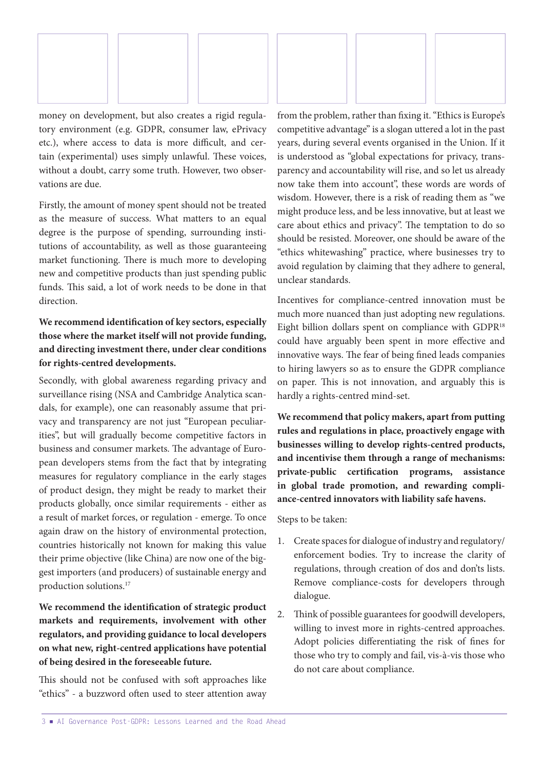money on development, but also creates a rigid regulatory environment (e.g. GDPR, consumer law, ePrivacy etc.), where access to data is more difficult, and certain (experimental) uses simply unlawful. These voices, without a doubt, carry some truth. However, two observations are due.

Firstly, the amount of money spent should not be treated as the measure of success. What matters to an equal degree is the purpose of spending, surrounding institutions of accountability, as well as those guaranteeing market functioning. There is much more to developing new and competitive products than just spending public funds. This said, a lot of work needs to be done in that direction.

**We recommend identification of key sectors, especially those where the market itself will not provide funding, and directing investment there, under clear conditions for rights-centred developments.**

Secondly, with global awareness regarding privacy and surveillance rising (NSA and Cambridge Analytica scandals, for example), one can reasonably assume that privacy and transparency are not just "European peculiarities", but will gradually become competitive factors in business and consumer markets. The advantage of European developers stems from the fact that by integrating measures for regulatory compliance in the early stages of product design, they might be ready to market their products globally, once similar requirements - either as a result of market forces, or regulation - emerge. To once again draw on the history of environmental protection, countries historically not known for making this value their prime objective (like China) are now one of the biggest importers (and producers) of sustainable energy and production solutions.[17]

**We recommend the identification of strategic product markets and requirements, involvement with other regulators, and providing guidance to local developers on what new, right-centred applications have potential of being desired in the foreseeable future.**

This should not be confused with soft approaches like "ethics" - a buzzword often used to steer attention away from the problem, rather than fixing it. "Ethics is Europe's competitive advantage" is a slogan uttered a lot in the past years, during several events organised in the Union. If it is understood as "global expectations for privacy, transparency and accountability will rise, and so let us already now take them into account", these words are words of wisdom. However, there is a risk of reading them as "we might produce less, and be less innovative, but at least we care about ethics and privacy". The temptation to do so should be resisted. Moreover, one should be aware of the "ethics whitewashing" practice, where businesses try to avoid regulation by claiming that they adhere to general, unclear standards.

Incentives for compliance-centred innovation must be much more nuanced than just adopting new regulations. Eight billion dollars spent on compliance with GDPR[18] could have arguably been spent in more effective and innovative ways. The fear of being fined leads companies to hiring lawyers so as to ensure the GDPR compliance on paper. This is not innovation, and arguably this is hardly a rights-centred mind-set.

**We recommend that policy makers, apart from putting rules and regulations in place, proactively engage with businesses willing to develop rights-centred products, and incentivise them through a range of mechanisms: private-public certification programs, assistance in global trade promotion, and rewarding compliance-centred innovators with liability safe havens.**

Steps to be taken:

1. Create spaces for dialogue of industry and regulatory/enforcement bodies. Try to increase the clarity of regulations, through creation of dos and don'ts lists. Remove compliance-costs for developers through dialogue.
2. Think of possible guarantees for goodwill developers, willing to invest more in rights-centred approaches. Adopt policies differentiating the risk of fines for those who try to comply and fail, vis-à-vis those who do not care about compliance.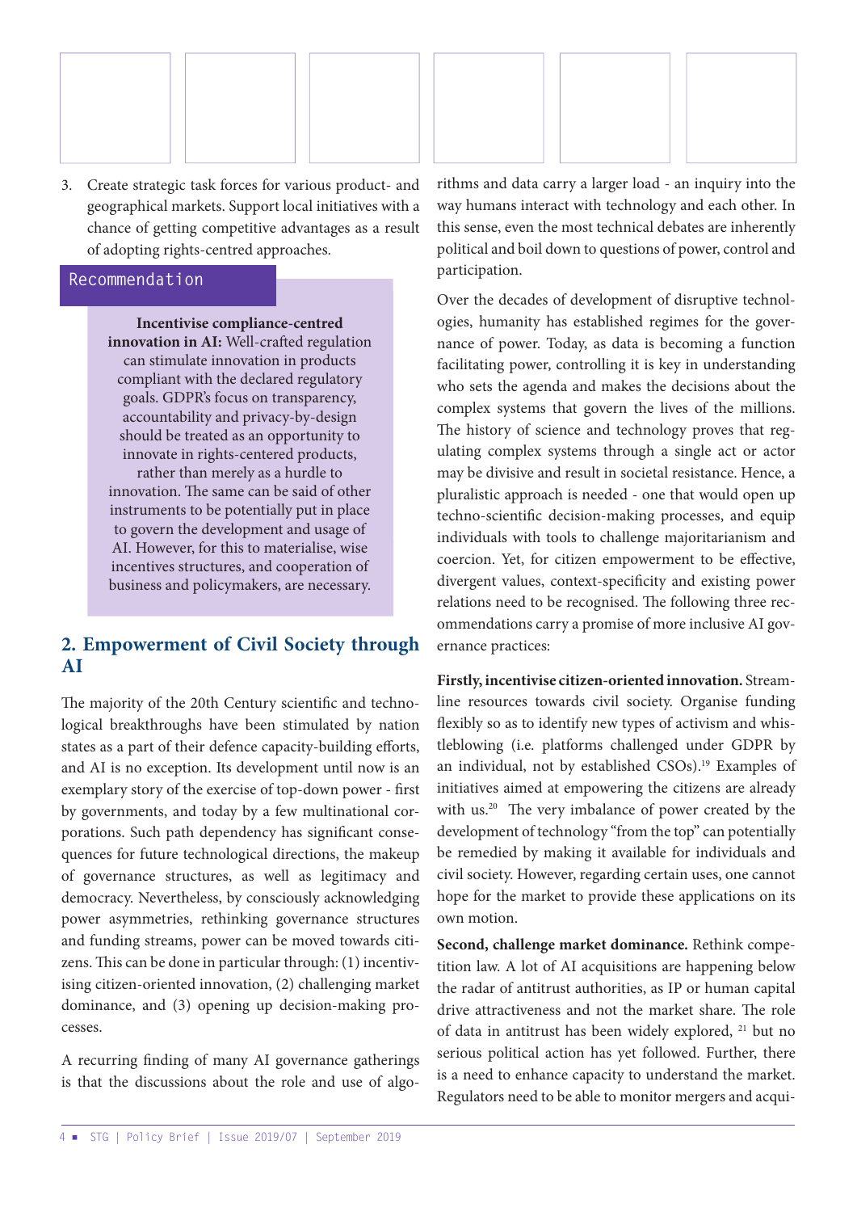3. Create strategic task forces for various product- and geographical markets. Support local initiatives with a chance of getting competitive advantages as a result of adopting rights-centred approaches.

> Recommendation
>
> **Incentivise compliance-centred innovation in AI:** Well-crafted regulation can stimulate innovation in products compliant with the declared regulatory goals. GDPR's focus on transparency, accountability and privacy-by-design should be treated as an opportunity to innovate in rights-centered products, rather than merely as a hurdle to innovation. The same can be said of other instruments to be potentially put in place to govern the development and usage of AI. However, for this to materialise, wise incentives structures, and cooperation of business and policymakers, are necessary.

## 2. Empowerment of Civil Society through AI

The majority of the 20th Century scientific and technological breakthroughs have been stimulated by nation states as a part of their defence capacity-building efforts, and AI is no exception. Its development until now is an exemplary story of the exercise of top-down power - first by governments, and today by a few multinational corporations. Such path dependency has significant consequences for future technological directions, the makeup of governance structures, as well as legitimacy and democracy. Nevertheless, by consciously acknowledging power asymmetries, rethinking governance structures and funding streams, power can be moved towards citizens. This can be done in particular through: (1) incentivising citizen-oriented innovation, (2) challenging market dominance, and (3) opening up decision-making processes.

A recurring finding of many AI governance gatherings is that the discussions about the role and use of algorithms and data carry a larger load - an inquiry into the way humans interact with technology and each other. In this sense, even the most technical debates are inherently political and boil down to questions of power, control and participation.

Over the decades of development of disruptive technologies, humanity has established regimes for the governance of power. Today, as data is becoming a function facilitating power, controlling it is key in understanding who sets the agenda and makes the decisions about the complex systems that govern the lives of the millions. The history of science and technology proves that regulating complex systems through a single act or actor may be divisive and result in societal resistance. Hence, a pluralistic approach is needed - one that would open up techno-scientific decision-making processes, and equip individuals with tools to challenge majoritarianism and coercion. Yet, for citizen empowerment to be effective, divergent values, context-specificity and existing power relations need to be recognised. The following three recommendations carry a promise of more inclusive AI governance practices:

**Firstly, incentivise citizen-oriented innovation.** Streamline resources towards civil society. Organise funding flexibly so as to identify new types of activism and whistleblowing (i.e. platforms challenged under GDPR by an individual, not by established CSOs).[19] Examples of initiatives aimed at empowering the citizens are already with us.[20] The very imbalance of power created by the development of technology "from the top" can potentially be remedied by making it available for individuals and civil society. However, regarding certain uses, one cannot hope for the market to provide these applications on its own motion.

**Second, challenge market dominance.** Rethink competition law. A lot of AI acquisitions are happening below the radar of antitrust authorities, as IP or human capital drive attractiveness and not the market share. The role of data in antitrust has been widely explored, [21] but no serious political action has yet followed. Further, there is a need to enhance capacity to understand the market. Regulators need to be able to monitor mergers and acqui-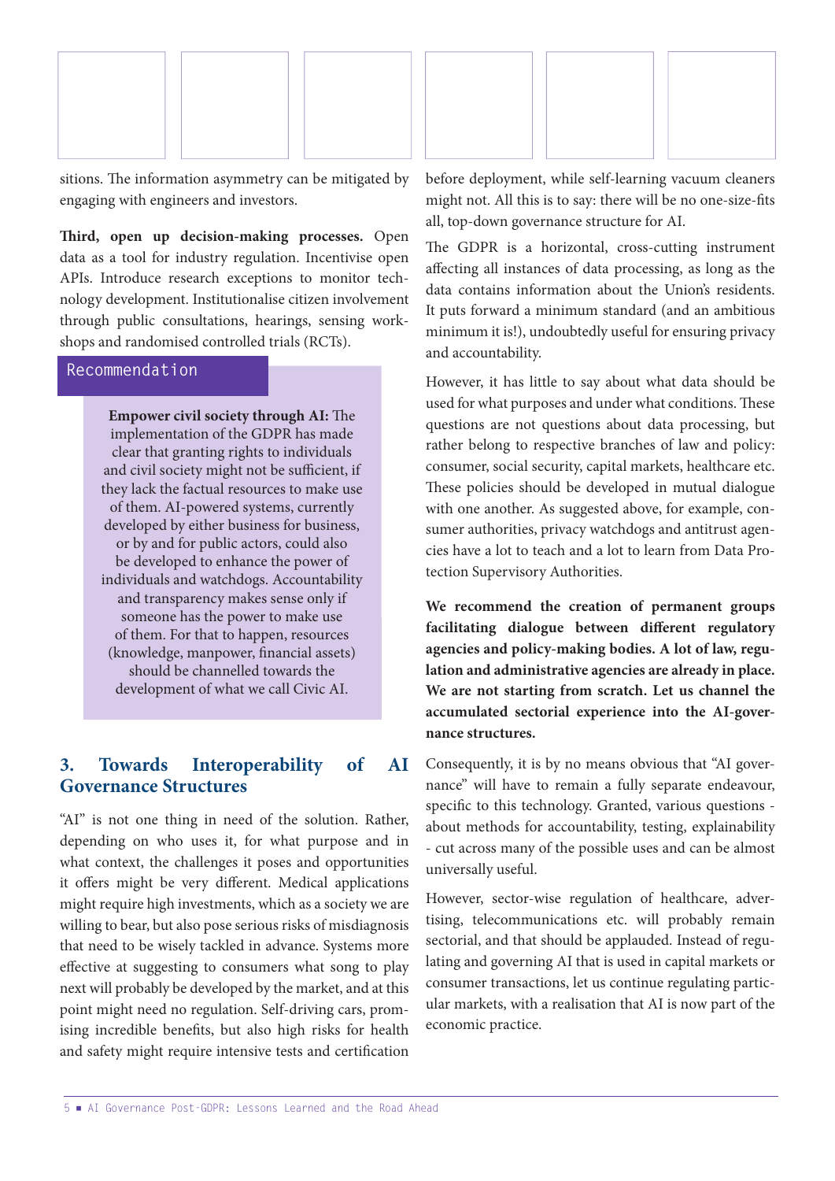sitions. The information asymmetry can be mitigated by engaging with engineers and investors.

**Third, open up decision-making processes.** Open data as a tool for industry regulation. Incentivise open APIs. Introduce research exceptions to monitor technology development. Institutionalise citizen involvement through public consultations, hearings, sensing workshops and randomised controlled trials (RCTs).

> **Recommendation**
>
> **Empower civil society through AI:** The implementation of the GDPR has made clear that granting rights to individuals and civil society might not be sufficient, if they lack the factual resources to make use of them. AI-powered systems, currently developed by either business for business, or by and for public actors, could also be developed to enhance the power of individuals and watchdogs. Accountability and transparency makes sense only if someone has the power to make use of them. For that to happen, resources (knowledge, manpower, financial assets) should be channelled towards the development of what we call Civic AI.

## 3. Towards Interoperability of AI Governance Structures

"AI" is not one thing in need of the solution. Rather, depending on who uses it, for what purpose and in what context, the challenges it poses and opportunities it offers might be very different. Medical applications might require high investments, which as a society we are willing to bear, but also pose serious risks of misdiagnosis that need to be wisely tackled in advance. Systems more effective at suggesting to consumers what song to play next will probably be developed by the market, and at this point might need no regulation. Self-driving cars, promising incredible benefits, but also high risks for health and safety might require intensive tests and certification before deployment, while self-learning vacuum cleaners might not. All this is to say: there will be no one-size-fits all, top-down governance structure for AI.

The GDPR is a horizontal, cross-cutting instrument affecting all instances of data processing, as long as the data contains information about the Union's residents. It puts forward a minimum standard (and an ambitious minimum it is!), undoubtedly useful for ensuring privacy and accountability.

However, it has little to say about what data should be used for what purposes and under what conditions. These questions are not questions about data processing, but rather belong to respective branches of law and policy: consumer, social security, capital markets, healthcare etc. These policies should be developed in mutual dialogue with one another. As suggested above, for example, consumer authorities, privacy watchdogs and antitrust agencies have a lot to teach and a lot to learn from Data Protection Supervisory Authorities.

**We recommend the creation of permanent groups facilitating dialogue between different regulatory agencies and policy-making bodies. A lot of law, regulation and administrative agencies are already in place. We are not starting from scratch. Let us channel the accumulated sectorial experience into the AI-governance structures.**

Consequently, it is by no means obvious that "AI governance" will have to remain a fully separate endeavour, specific to this technology. Granted, various questions - about methods for accountability, testing, explainability - cut across many of the possible uses and can be almost universally useful.

However, sector-wise regulation of healthcare, advertising, telecommunications etc. will probably remain sectorial, and that should be applauded. Instead of regulating and governing AI that is used in capital markets or consumer transactions, let us continue regulating particular markets, with a realisation that AI is now part of the economic practice.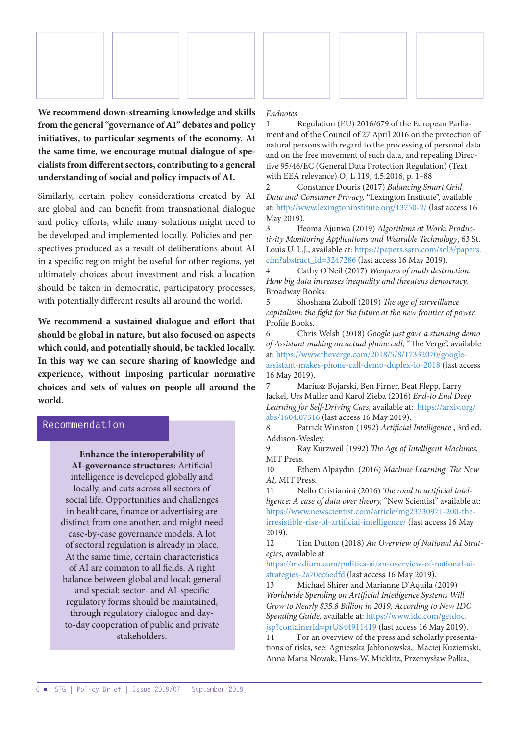**We recommend down-streaming knowledge and skills from the general "governance of AI" debates and policy initiatives, to particular segments of the economy. At the same time, we encourage mutual dialogue of specialists from different sectors, contributing to a general understanding of social and policy impacts of AI.**

Similarly, certain policy considerations created by AI are global and can benefit from transnational dialogue and policy efforts, while many solutions might need to be developed and implemented locally. Policies and perspectives produced as a result of deliberations about AI in a specific region might be useful for other regions, yet ultimately choices about investment and risk allocation should be taken in democratic, participatory processes, with potentially different results all around the world.

**We recommend a sustained dialogue and effort that should be global in nature, but also focused on aspects which could, and potentially should, be tackled locally. In this way we can secure sharing of knowledge and experience, without imposing particular normative choices and sets of values on people all around the world.**

## Recommendation

**Enhance the interoperability of AI-governance structures:** Artificial intelligence is developed globally and locally, and cuts across all sectors of social life. Opportunities and challenges in healthcare, finance or advertising are distinct from one another, and might need case-by-case governance models. A lot of sectoral regulation is already in place. At the same time, certain characteristics of AI are common to all fields. A right balance between global and local; general and special; sector- and AI-specific regulatory forms should be maintained, through regulatory dialogue and day-to-day cooperation of public and private stakeholders.

*Endnotes*

1 Regulation (EU) 2016/679 of the European Parliament and of the Council of 27 April 2016 on the protection of natural persons with regard to the processing of personal data and on the free movement of such data, and repealing Directive 95/46/EC (General Data Protection Regulation) (Text with EEA relevance) OJ L 119, 4.5.2016, p. 1–88

2 Constance Douris (2017) *Balancing Smart Grid Data and Consumer Privacy,* "Lexington Institute", available at: http://www.lexingtoninstitute.org/13750-2/ (last access 16 May 2019).

3 Ifeoma Ajunwa (2019) *Algorithms at Work: Productivity Monitoring Applications and Wearable Technology*, 63 St. Louis U. L.J., available at: https://papers.ssrn.com/sol3/papers.cfm?abstract_id=3247286 (last access 16 May 2019).

4 Cathy O'Neil (2017) *Weapons of math destruction: How big data increases inequality and threatens democracy.* Broadway Books.

5 Shoshana Zuboff (2019) *The age of surveillance capitalism: the fight for the future at the new frontier of power.* Profile Books.

6 Chris Welsh (2018) *Google just gave a stunning demo of Assistant making an actual phone call,* "The Verge", available at: https://www.theverge.com/2018/5/8/17332070/google-assistant-makes-phone-call-demo-duplex-io-2018 (last access 16 May 2019).

7 Mariusz Bojarski, Ben Firner, Beat Flepp, Larry Jackel, Urs Muller and Karol Zieba (2016) *End-to End Deep Learning for Self-Driving Cars,* available at: https://arxiv.org/abs/1604.07316 (last access 16 May 2019).

8 Patrick Winston (1992) *Artificial Intelligence* , 3rd ed. Addison-Wesley.

9 Ray Kurzweil (1992) *The Age of Intelligent Machines,* MIT Press.

10 Ethem Alpaydin (2016) *Machine Learning. The New AI,* MIT Press.

11 Nello Cristianini (2016) *The road to artificial intelligence: A case of data over theory,* "New Scientist" available at: https://www.newscientist.com/article/mg23230971-200-the-irresistible-rise-of-artificial-intelligence/ (last access 16 May 2019).

12 Tim Dutton (2018) *An Overview of National AI Strategies,* available at https://medium.com/politics-ai/an-overview-of-national-ai-strategies-2a70ec6edfd (last access 16 May 2019).

13 Michael Shirer and Marianne D'Aquila (2019) *Worldwide Spending on Artificial Intelligence Systems Will Grow to Nearly $35.8 Billion in 2019, According to New IDC Spending Guide,* available at: https://www.idc.com/getdoc.jsp?containerId=prUS44911419 (last access 16 May 2019).

14 For an overview of the press and scholarly presentations of risks, see: Agnieszka Jabłonowska, Maciej Kuziemski, Anna Maria Nowak, Hans-W. Micklitz, Przemysław Pałka,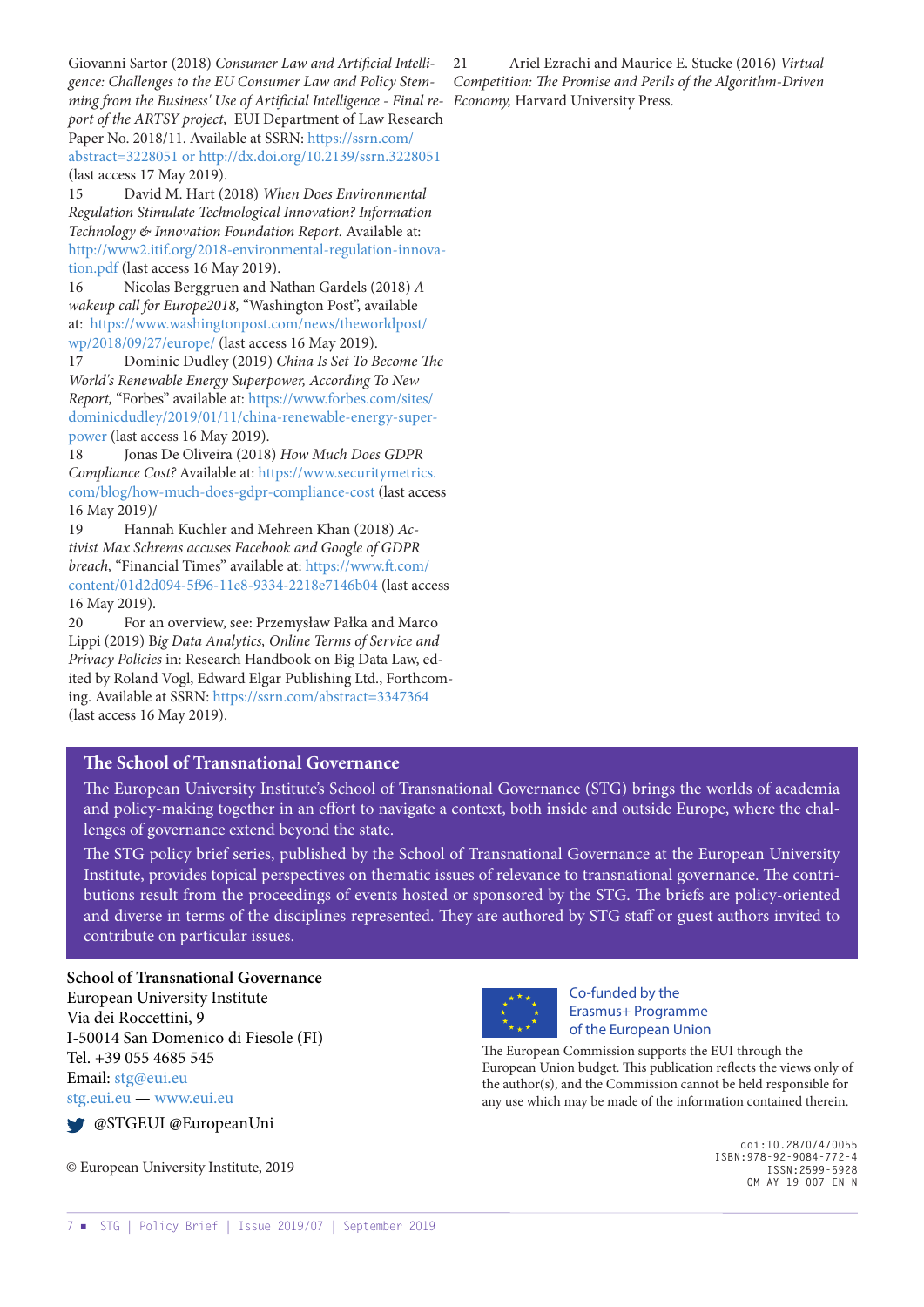Giovanni Sartor (2018) *Consumer Law and Artificial Intelligence: Challenges to the EU Consumer Law and Policy Stemming from the Business' Use of Artificial Intelligence - Final report of the ARTSY project,* EUI Department of Law Research Paper No. 2018/11. Available at SSRN: https://ssrn.com/abstract=3228051 or http://dx.doi.org/10.2139/ssrn.3228051 (last access 17 May 2019).

15 David M. Hart (2018) *When Does Environmental Regulation Stimulate Technological Innovation? Information Technology & Innovation Foundation Report.* Available at: http://www2.itif.org/2018-environmental-regulation-innovation.pdf (last access 16 May 2019).

16 Nicolas Berggruen and Nathan Gardels (2018) *A wakeup call for Europe2018,* "Washington Post", available at: https://www.washingtonpost.com/news/theworldpost/wp/2018/09/27/europe/ (last access 16 May 2019).

17 Dominic Dudley (2019) *China Is Set To Become The World's Renewable Energy Superpower, According To New Report,* "Forbes" available at: https://www.forbes.com/sites/dominicdudley/2019/01/11/china-renewable-energy-superpower (last access 16 May 2019).

18 Jonas De Oliveira (2018) *How Much Does GDPR Compliance Cost?* Available at: https://www.securitymetrics.com/blog/how-much-does-gdpr-compliance-cost (last access 16 May 2019)/

19 Hannah Kuchler and Mehreen Khan (2018) *Activist Max Schrems accuses Facebook and Google of GDPR breach,* "Financial Times" available at: https://www.ft.com/content/01d2d094-5f96-11e8-9334-2218e7146b04 (last access 16 May 2019).

20 For an overview, see: Przemysław Pałka and Marco Lippi (2019) *Big Data Analytics, Online Terms of Service and Privacy Policies* in: Research Handbook on Big Data Law, edited by Roland Vogl, Edward Elgar Publishing Ltd., Forthcoming. Available at SSRN: https://ssrn.com/abstract=3347364 (last access 16 May 2019).

21 Ariel Ezrachi and Maurice E. Stucke (2016) *Virtual Competition: The Promise and Perils of the Algorithm-Driven Economy,* Harvard University Press.

## The School of Transnational Governance

The European University Institute's School of Transnational Governance (STG) brings the worlds of academia and policy-making together in an effort to navigate a context, both inside and outside Europe, where the challenges of governance extend beyond the state.

The STG policy brief series, published by the School of Transnational Governance at the European University Institute, provides topical perspectives on thematic issues of relevance to transnational governance. The contributions result from the proceedings of events hosted or sponsored by the STG. The briefs are policy-oriented and diverse in terms of the disciplines represented. They are authored by STG staff or guest authors invited to contribute on particular issues.

**School of Transnational Governance**
European University Institute
Via dei Roccettini, 9
I-50014 San Domenico di Fiesole (FI)
Tel. +39 055 4685 545
Email: stg@eui.eu
stg.eui.eu — www.eui.eu

@STGEUI @EuropeanUni

© European University Institute, 2019

Co-funded by the Erasmus+ Programme of the European Union

The European Commission supports the EUI through the European Union budget. This publication reflects the views only of the author(s), and the Commission cannot be held responsible for any use which may be made of the information contained therein.

doi:10.2870/470055
ISBN:978-92-9084-772-4
ISSN:2599-5928
QM-AY-19-007-EN-N